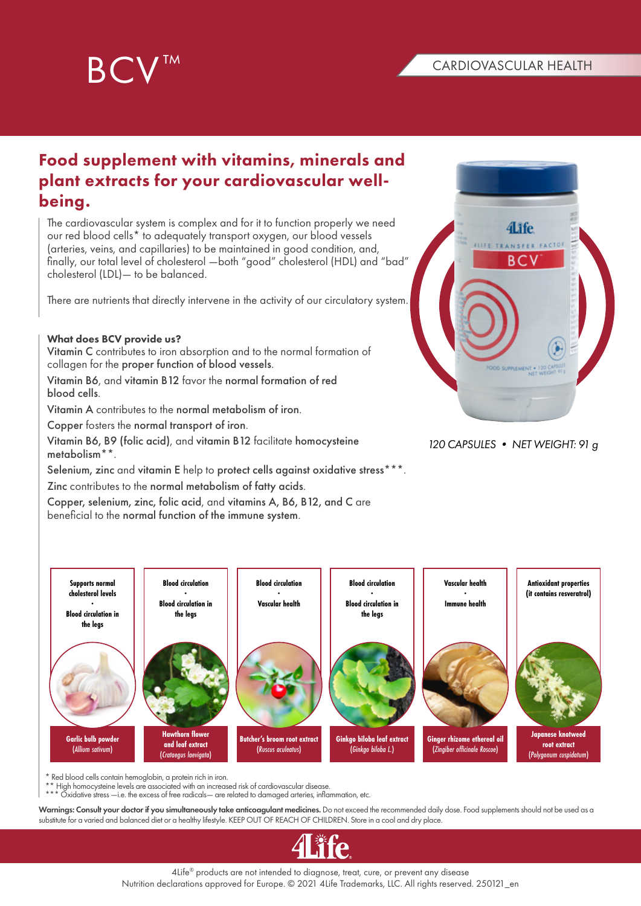# BCV™

CARDIOVASCULAR HEALTH

## Food supplement with vitamins, minerals and plant extracts for your cardiovascular well-being.

The cardiovascular system is complex and for it to function properly we need our red blood cells* to adequately transport oxygen, our blood vessels (arteries, veins, and capillaries) to be maintained in good condition, and, finally, our total level of cholesterol —both "good" cholesterol (HDL) and "bad" cholesterol (LDL)— to be balanced.

There are nutrients that directly intervene in the activity of our circulatory system.

**What does BCV provide us?**

**Vitamin C** contributes to iron absorption and to the normal formation of collagen for the **proper function of blood vessels**.

**Vitamin B6**, and **vitamin B12** favor the **normal formation of red blood cells**.

**Vitamin A** contributes to the **normal metabolism of iron**.

**Copper** fosters the **normal transport of iron**.

**Vitamin B6, B9 (folic acid)**, and **vitamin B12** facilitate **homocysteine metabolism****.

**Selenium, zinc** and **vitamin E** help to **protect cells against oxidative stress*****.

**Zinc** contributes to the **normal metabolism of fatty acids**.

**Copper, selenium, zinc, folic acid**, and **vitamins A, B6, B12, and C** are beneficial to the **normal function of the immune system**.

*120 CAPSULES • NET WEIGHT: 91 g*

| Ingredient | Benefits |
|---|---|
| **Garlic bulb powder** (*Allium sativum*) | Supports normal cholesterol levels • Blood circulation in the legs |
| **Hawthorn flower and leaf extract** (*Crataegus laevigata*) | Blood circulation • Blood circulation in the legs |
| **Butcher's broom root extract** (*Ruscus aculeatus*) | Blood circulation • Vascular health |
| **Ginkgo biloba leaf extract** (*Ginkgo biloba L.*) | Blood circulation • Blood circulation in the legs |
| **Ginger rhizome ethereal oil** (*Zingiber officinale Roscoe*) | Vascular health • Immune health |
| **Japanese knotweed root extract** (*Polygonum cuspidatum*) | Antioxidant properties (it contains resveratrol) |

\* Red blood cells contain hemoglobin, a protein rich in iron.
** High homocysteine levels are associated with an increased risk of cardiovascular disease.
*** Oxidative stress —i.e. the excess of free radicals— are related to damaged arteries, inflammation, etc.

**Warnings: Consult your doctor if you simultaneously take anticoagulant medicines.** Do not exceed the recommended daily dose. Food supplements should not be used as a substitute for a varied and balanced diet or a healthy lifestyle. KEEP OUT OF REACH OF CHILDREN. Store in a cool and dry place.

4Life® products are not intended to diagnose, treat, cure, or prevent any disease
Nutrition declarations approved for Europe. © 2021 4Life Trademarks, LLC. All rights reserved. 250121_en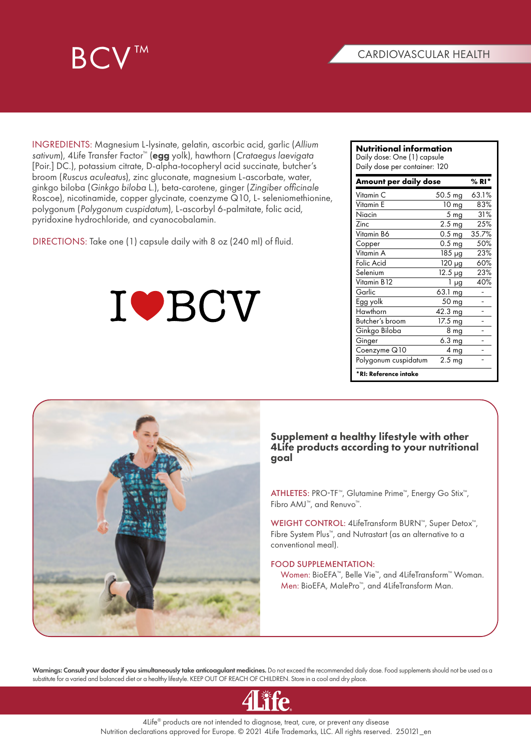# BCV™

CARDIOVASCULAR HEALTH

INGREDIENTS: Magnesium L-lysinate, gelatin, ascorbic acid, garlic (*Allium sativum*), 4Life Transfer Factor™ (**egg** yolk), hawthorn (*Crataegus laevigata* [Poir.] DC.), potassium citrate, D-alpha-tocopheryl acid succinate, butcher's broom (*Ruscus aculeatus*), zinc gluconate, magnesium L-ascorbate, water, ginkgo biloba (*Ginkgo biloba* L.), beta-carotene, ginger (*Zingiber officinale* Roscoe), nicotinamide, copper glycinate, coenzyme Q10, L- selenomethionine, polygonum (*Polygonum cuspidatum*), L-ascorbyl 6-palmitate, folic acid, pyridoxine hydrochloride, and cyanocobalamin.

DIRECTIONS: Take one (1) capsule daily with 8 oz (240 ml) of fluid.

I ❤ BCV

**Nutritional information**
Daily dose: One (1) capsule
Daily dose per container: 120

| Amount per daily dose | | % RI* |
|---|---|---|
| Vitamin C | 50.5 mg | 63.1% |
| Vitamin E | 10 mg | 83% |
| Niacin | 5 mg | 31% |
| Zinc | 2.5 mg | 25% |
| Vitamin B6 | 0.5 mg | 35.7% |
| Copper | 0.5 mg | 50% |
| Vitamin A | 185 µg | 23% |
| Folic Acid | 120 µg | 60% |
| Selenium | 12.5 µg | 23% |
| Vitamin B12 | 1 µg | 40% |
| Garlic | 63.1 mg | - |
| Egg yolk | 50 mg | - |
| Hawthorn | 42.3 mg | - |
| Butcher's broom | 17.5 mg | - |
| Ginkgo Biloba | 8 mg | - |
| Ginger | 6.3 mg | - |
| Coenzyme Q10 | 4 mg | - |
| Polygonum cuspidatum | 2.5 mg | - |

***RI: Reference intake**

## Supplement a healthy lifestyle with other 4Life products according to your nutritional goal

ATHLETES: PRO-TF™, Glutamine Prime™, Energy Go Stix™, Fibro AMJ™, and Renuvo™.

WEIGHT CONTROL: 4LifeTransform BURN™, Super Detox™, Fibre System Plus™, and Nutrastart (as an alternative to a conventional meal).

FOOD SUPPLEMENTATION:
- Women: BioEFA™, Belle Vie™, and 4LifeTransform™ Woman.
- Men: BioEFA, MalePro™, and 4LifeTransform Man.

**Warnings: Consult your doctor if you simultaneously take anticoagulant medicines.** Do not exceed the recommended daily dose. Food supplements should not be used as a substitute for a varied and balanced diet or a healthy lifestyle. KEEP OUT OF REACH OF CHILDREN. Store in a cool and dry place.

4Life

4Life® products are not intended to diagnose, treat, cure, or prevent any disease
Nutrition declarations approved for Europe. © 2021 4Life Trademarks, LLC. All rights reserved. 250121_en